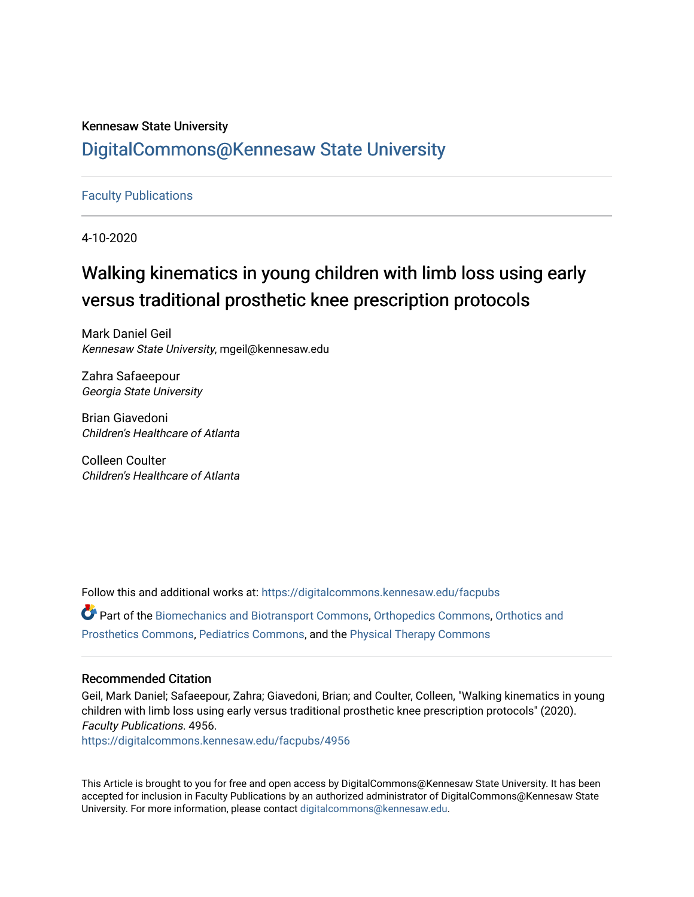Kennesaw State University

# DigitalCommons@Kennesaw State University

Faculty Publications

4-10-2020

# Walking kinematics in young children with limb loss using early versus traditional prosthetic knee prescription protocols

Mark Daniel Geil
*Kennesaw State University*, mgeil@kennesaw.edu

Zahra Safaeepour
*Georgia State University*

Brian Giavedoni
*Children's Healthcare of Atlanta*

Colleen Coulter
*Children's Healthcare of Atlanta*

Follow this and additional works at: https://digitalcommons.kennesaw.edu/facpubs

Part of the Biomechanics and Biotransport Commons, Orthopedics Commons, Orthotics and Prosthetics Commons, Pediatrics Commons, and the Physical Therapy Commons

## Recommended Citation

Geil, Mark Daniel; Safaeepour, Zahra; Giavedoni, Brian; and Coulter, Colleen, "Walking kinematics in young children with limb loss using early versus traditional prosthetic knee prescription protocols" (2020). *Faculty Publications*. 4956.
https://digitalcommons.kennesaw.edu/facpubs/4956

This Article is brought to you for free and open access by DigitalCommons@Kennesaw State University. It has been accepted for inclusion in Faculty Publications by an authorized administrator of DigitalCommons@Kennesaw State University. For more information, please contact digitalcommons@kennesaw.edu.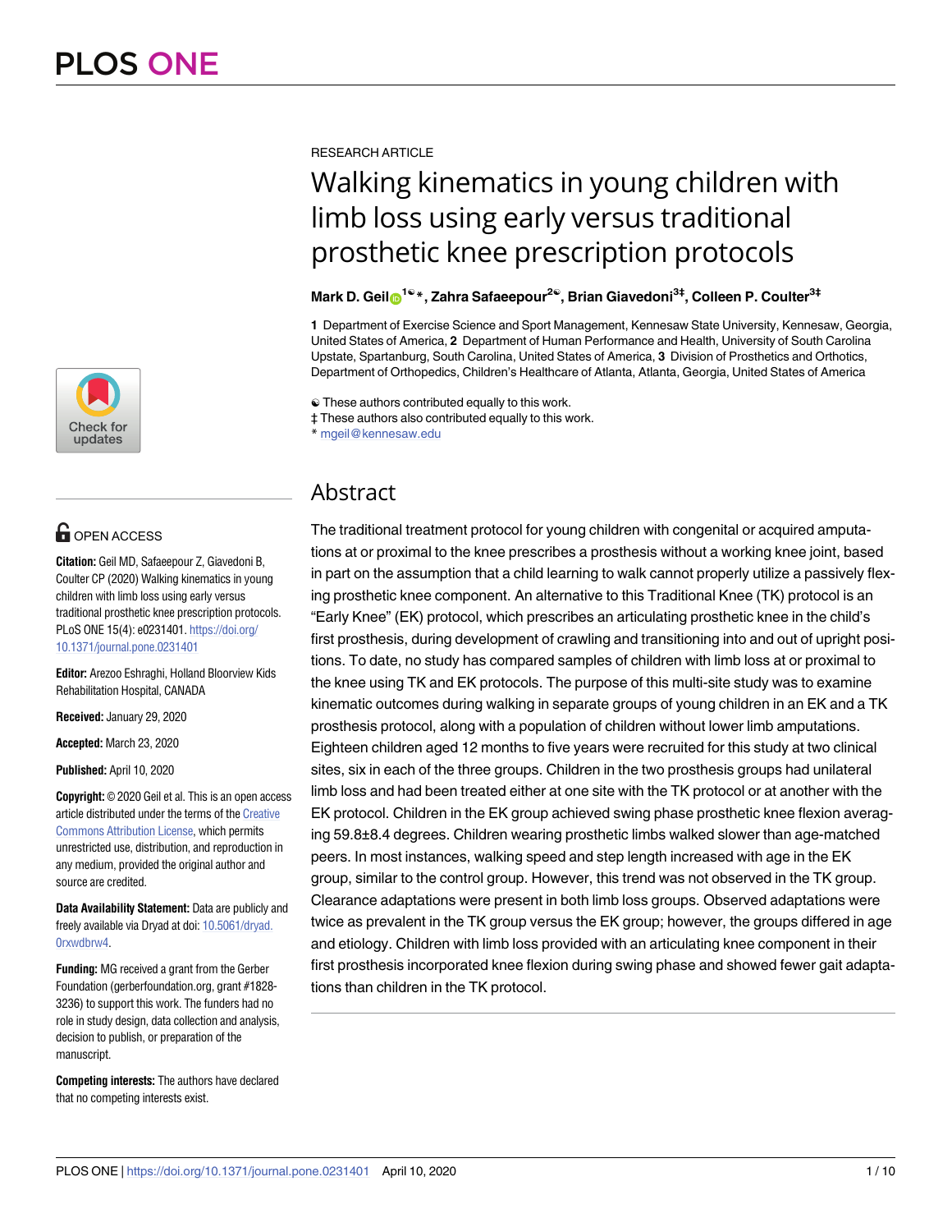RESEARCH ARTICLE

# Walking kinematics in young children with limb loss using early versus traditional prosthetic knee prescription protocols

**Mark D. Geil[1☯]*, Zahra Safaeepour[2☯], Brian Giavedoni[3‡], Colleen P. Coulter[3‡]**

**1** Department of Exercise Science and Sport Management, Kennesaw State University, Kennesaw, Georgia, United States of America, **2** Department of Human Performance and Health, University of South Carolina Upstate, Spartanburg, South Carolina, United States of America, **3** Division of Prosthetics and Orthotics, Department of Orthopedics, Children's Healthcare of Atlanta, Atlanta, Georgia, United States of America

☯ These authors contributed equally to this work.
‡ These authors also contributed equally to this work.
* mgeil@kennesaw.edu

## Abstract

The traditional treatment protocol for young children with congenital or acquired amputations at or proximal to the knee prescribes a prosthesis without a working knee joint, based in part on the assumption that a child learning to walk cannot properly utilize a passively flexing prosthetic knee component. An alternative to this Traditional Knee (TK) protocol is an "Early Knee" (EK) protocol, which prescribes an articulating prosthetic knee in the child's first prosthesis, during development of crawling and transitioning into and out of upright positions. To date, no study has compared samples of children with limb loss at or proximal to the knee using TK and EK protocols. The purpose of this multi-site study was to examine kinematic outcomes during walking in separate groups of young children in an EK and a TK prosthesis protocol, along with a population of children without lower limb amputations. Eighteen children aged 12 months to five years were recruited for this study at two clinical sites, six in each of the three groups. Children in the two prosthesis groups had unilateral limb loss and had been treated either at one site with the TK protocol or at another with the EK protocol. Children in the EK group achieved swing phase prosthetic knee flexion averaging 59.8±8.4 degrees. Children wearing prosthetic limbs walked slower than age-matched peers. In most instances, walking speed and step length increased with age in the EK group, similar to the control group. However, this trend was not observed in the TK group. Clearance adaptations were present in both limb loss groups. Observed adaptations were twice as prevalent in the TK group versus the EK group; however, the groups differed in age and etiology. Children with limb loss provided with an articulating knee component in their first prosthesis incorporated knee flexion during swing phase and showed fewer gait adaptations than children in the TK protocol.

OPEN ACCESS

**Citation:** Geil MD, Safaeepour Z, Giavedoni B, Coulter CP (2020) Walking kinematics in young children with limb loss using early versus traditional prosthetic knee prescription protocols. PLoS ONE 15(4): e0231401. https://doi.org/10.1371/journal.pone.0231401

**Editor:** Arezoo Eshraghi, Holland Bloorview Kids Rehabilitation Hospital, CANADA

**Received:** January 29, 2020

**Accepted:** March 23, 2020

**Published:** April 10, 2020

**Copyright:** © 2020 Geil et al. This is an open access article distributed under the terms of the Creative Commons Attribution License, which permits unrestricted use, distribution, and reproduction in any medium, provided the original author and source are credited.

**Data Availability Statement:** Data are publicly and freely available via Dryad at doi: 10.5061/dryad.0rxwdbrw4.

**Funding:** MG received a grant from the Gerber Foundation (gerberfoundation.org, grant #1828-3236) to support this work. The funders had no role in study design, data collection and analysis, decision to publish, or preparation of the manuscript.

**Competing interests:** The authors have declared that no competing interests exist.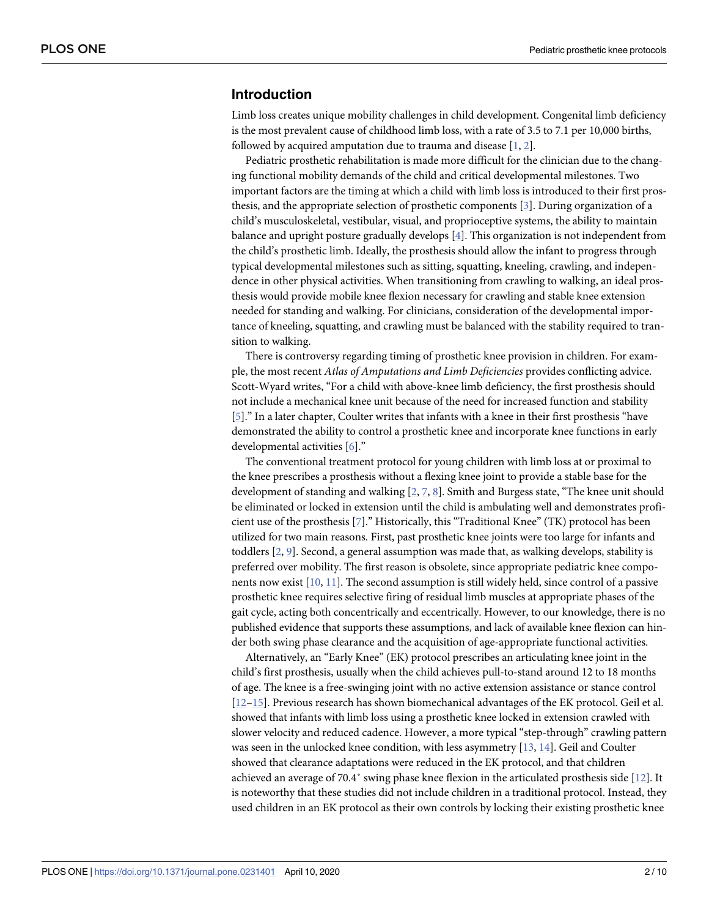## Introduction

Limb loss creates unique mobility challenges in child development. Congenital limb deficiency is the most prevalent cause of childhood limb loss, with a rate of 3.5 to 7.1 per 10,000 births, followed by acquired amputation due to trauma and disease [1, 2].

Pediatric prosthetic rehabilitation is made more difficult for the clinician due to the changing functional mobility demands of the child and critical developmental milestones. Two important factors are the timing at which a child with limb loss is introduced to their first prosthesis, and the appropriate selection of prosthetic components [3]. During organization of a child's musculoskeletal, vestibular, visual, and proprioceptive systems, the ability to maintain balance and upright posture gradually develops [4]. This organization is not independent from the child's prosthetic limb. Ideally, the prosthesis should allow the infant to progress through typical developmental milestones such as sitting, squatting, kneeling, crawling, and independence in other physical activities. When transitioning from crawling to walking, an ideal prosthesis would provide mobile knee flexion necessary for crawling and stable knee extension needed for standing and walking. For clinicians, consideration of the developmental importance of kneeling, squatting, and crawling must be balanced with the stability required to transition to walking.

There is controversy regarding timing of prosthetic knee provision in children. For example, the most recent *Atlas of Amputations and Limb Deficiencies* provides conflicting advice. Scott-Wyard writes, "For a child with above-knee limb deficiency, the first prosthesis should not include a mechanical knee unit because of the need for increased function and stability [5]." In a later chapter, Coulter writes that infants with a knee in their first prosthesis "have demonstrated the ability to control a prosthetic knee and incorporate knee functions in early developmental activities [6]."

The conventional treatment protocol for young children with limb loss at or proximal to the knee prescribes a prosthesis without a flexing knee joint to provide a stable base for the development of standing and walking [2, 7, 8]. Smith and Burgess state, "The knee unit should be eliminated or locked in extension until the child is ambulating well and demonstrates proficient use of the prosthesis [7]." Historically, this "Traditional Knee" (TK) protocol has been utilized for two main reasons. First, past prosthetic knee joints were too large for infants and toddlers [2, 9]. Second, a general assumption was made that, as walking develops, stability is preferred over mobility. The first reason is obsolete, since appropriate pediatric knee components now exist [10, 11]. The second assumption is still widely held, since control of a passive prosthetic knee requires selective firing of residual limb muscles at appropriate phases of the gait cycle, acting both concentrically and eccentrically. However, to our knowledge, there is no published evidence that supports these assumptions, and lack of available knee flexion can hinder both swing phase clearance and the acquisition of age-appropriate functional activities.

Alternatively, an "Early Knee" (EK) protocol prescribes an articulating knee joint in the child's first prosthesis, usually when the child achieves pull-to-stand around 12 to 18 months of age. The knee is a free-swinging joint with no active extension assistance or stance control [12–15]. Previous research has shown biomechanical advantages of the EK protocol. Geil et al. showed that infants with limb loss using a prosthetic knee locked in extension crawled with slower velocity and reduced cadence. However, a more typical "step-through" crawling pattern was seen in the unlocked knee condition, with less asymmetry [13, 14]. Geil and Coulter showed that clearance adaptations were reduced in the EK protocol, and that children achieved an average of 70.4° swing phase knee flexion in the articulated prosthesis side [12]. It is noteworthy that these studies did not include children in a traditional protocol. Instead, they used children in an EK protocol as their own controls by locking their existing prosthetic knee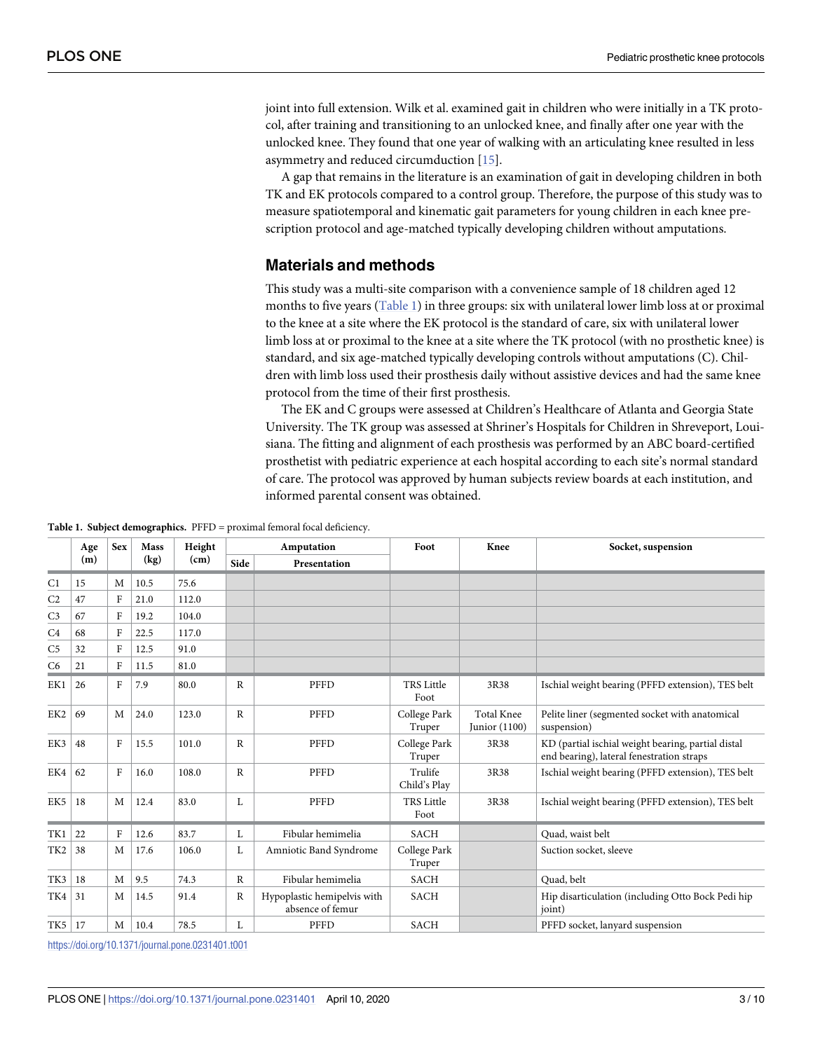joint into full extension. Wilk et al. examined gait in children who were initially in a TK protocol, after training and transitioning to an unlocked knee, and finally after one year with the unlocked knee. They found that one year of walking with an articulating knee resulted in less asymmetry and reduced circumduction [15].

A gap that remains in the literature is an examination of gait in developing children in both TK and EK protocols compared to a control group. Therefore, the purpose of this study was to measure spatiotemporal and kinematic gait parameters for young children in each knee prescription protocol and age-matched typically developing children without amputations.

## Materials and methods

This study was a multi-site comparison with a convenience sample of 18 children aged 12 months to five years (Table 1) in three groups: six with unilateral lower limb loss at or proximal to the knee at a site where the EK protocol is the standard of care, six with unilateral lower limb loss at or proximal to the knee at a site where the TK protocol (with no prosthetic knee) is standard, and six age-matched typically developing controls without amputations (C). Children with limb loss used their prosthesis daily without assistive devices and had the same knee protocol from the time of their first prosthesis.

The EK and C groups were assessed at Children's Healthcare of Atlanta and Georgia State University. The TK group was assessed at Shriner's Hospitals for Children in Shreveport, Louisiana. The fitting and alignment of each prosthesis was performed by an ABC board-certified prosthetist with pediatric experience at each hospital according to each site's normal standard of care. The protocol was approved by human subjects review boards at each institution, and informed parental consent was obtained.

**Table 1. Subject demographics.** PFFD = proximal femoral focal deficiency.

| | Age (m) | Sex | Mass (kg) | Height (cm) | Amputation | | Foot | Knee | Socket, suspension |
|---|---|---|---|---|---|---|---|---|---|
| | | | | | Side | Presentation | | | |
| C1 | 15 | M | 10.5 | 75.6 | | | | | |
| C2 | 47 | F | 21.0 | 112.0 | | | | | |
| C3 | 67 | F | 19.2 | 104.0 | | | | | |
| C4 | 68 | F | 22.5 | 117.0 | | | | | |
| C5 | 32 | F | 12.5 | 91.0 | | | | | |
| C6 | 21 | F | 11.5 | 81.0 | | | | | |
| EK1 | 26 | F | 7.9 | 80.0 | R | PFFD | TRS Little Foot | 3R38 | Ischial weight bearing (PFFD extension), TES belt |
| EK2 | 69 | M | 24.0 | 123.0 | R | PFFD | College Park Truper | Total Knee Junior (1100) | Pelite liner (segmented socket with anatomical suspension) |
| EK3 | 48 | F | 15.5 | 101.0 | R | PFFD | College Park Truper | 3R38 | KD (partial ischial weight bearing, partial distal end bearing), lateral fenestration straps |
| EK4 | 62 | F | 16.0 | 108.0 | R | PFFD | Trulife Child's Play | 3R38 | Ischial weight bearing (PFFD extension), TES belt |
| EK5 | 18 | M | 12.4 | 83.0 | L | PFFD | TRS Little Foot | 3R38 | Ischial weight bearing (PFFD extension), TES belt |
| TK1 | 22 | F | 12.6 | 83.7 | L | Fibular hemimelia | SACH | | Quad, waist belt |
| TK2 | 38 | M | 17.6 | 106.0 | L | Amniotic Band Syndrome | College Park Truper | | Suction socket, sleeve |
| TK3 | 18 | M | 9.5 | 74.3 | R | Fibular hemimelia | SACH | | Quad, belt |
| TK4 | 31 | M | 14.5 | 91.4 | R | Hypoplastic hemipelvis with absence of femur | SACH | | Hip disarticulation (including Otto Bock Pedi hip joint) |
| TK5 | 17 | M | 10.4 | 78.5 | L | PFFD | SACH | | PFFD socket, lanyard suspension |

https://doi.org/10.1371/journal.pone.0231401.t001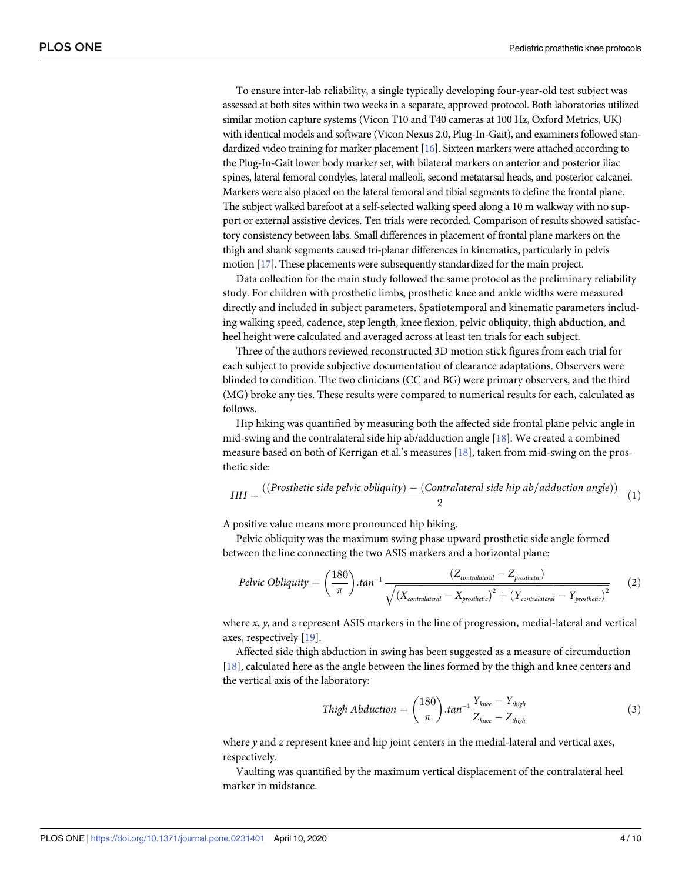To ensure inter-lab reliability, a single typically developing four-year-old test subject was assessed at both sites within two weeks in a separate, approved protocol. Both laboratories utilized similar motion capture systems (Vicon T10 and T40 cameras at 100 Hz, Oxford Metrics, UK) with identical models and software (Vicon Nexus 2.0, Plug-In-Gait), and examiners followed standardized video training for marker placement [16]. Sixteen markers were attached according to the Plug-In-Gait lower body marker set, with bilateral markers on anterior and posterior iliac spines, lateral femoral condyles, lateral malleoli, second metatarsal heads, and posterior calcanei. Markers were also placed on the lateral femoral and tibial segments to define the frontal plane. The subject walked barefoot at a self-selected walking speed along a 10 m walkway with no support or external assistive devices. Ten trials were recorded. Comparison of results showed satisfactory consistency between labs. Small differences in placement of frontal plane markers on the thigh and shank segments caused tri-planar differences in kinematics, particularly in pelvis motion [17]. These placements were subsequently standardized for the main project.

Data collection for the main study followed the same protocol as the preliminary reliability study. For children with prosthetic limbs, prosthetic knee and ankle widths were measured directly and included in subject parameters. Spatiotemporal and kinematic parameters including walking speed, cadence, step length, knee flexion, pelvic obliquity, thigh abduction, and heel height were calculated and averaged across at least ten trials for each subject.

Three of the authors reviewed reconstructed 3D motion stick figures from each trial for each subject to provide subjective documentation of clearance adaptations. Observers were blinded to condition. The two clinicians (CC and BG) were primary observers, and the third (MG) broke any ties. These results were compared to numerical results for each, calculated as follows.

Hip hiking was quantified by measuring both the affected side frontal plane pelvic angle in mid-swing and the contralateral side hip ab/adduction angle [18]. We created a combined measure based on both of Kerrigan et al.'s measures [18], taken from mid-swing on the prosthetic side:

$$HH = \frac{((Prosthetic\ side\ pelvic\ obliquity) - (Contralateral\ side\ hip\ ab/adduction\ angle))}{2} \quad (1)$$

A positive value means more pronounced hip hiking.

Pelvic obliquity was the maximum swing phase upward prosthetic side angle formed between the line connecting the two ASIS markers and a horizontal plane:

$$Pelvic\ Obliquity = \left(\frac{180}{\pi}\right).tan^{-1}\frac{(Z_{contralateral} - Z_{prosthetic})}{\sqrt{(X_{contralateral} - X_{prosthetic})^2 + (Y_{contralateral} - Y_{prosthetic})^2}} \quad (2)$$

where $x$, $y$, and $z$ represent ASIS markers in the line of progression, medial-lateral and vertical axes, respectively [19].

Affected side thigh abduction in swing has been suggested as a measure of circumduction [18], calculated here as the angle between the lines formed by the thigh and knee centers and the vertical axis of the laboratory:

$$Thigh\ Abduction = \left(\frac{180}{\pi}\right).tan^{-1}\frac{Y_{knee} - Y_{thigh}}{Z_{knee} - Z_{thigh}} \quad (3)$$

where $y$ and $z$ represent knee and hip joint centers in the medial-lateral and vertical axes, respectively.

Vaulting was quantified by the maximum vertical displacement of the contralateral heel marker in midstance.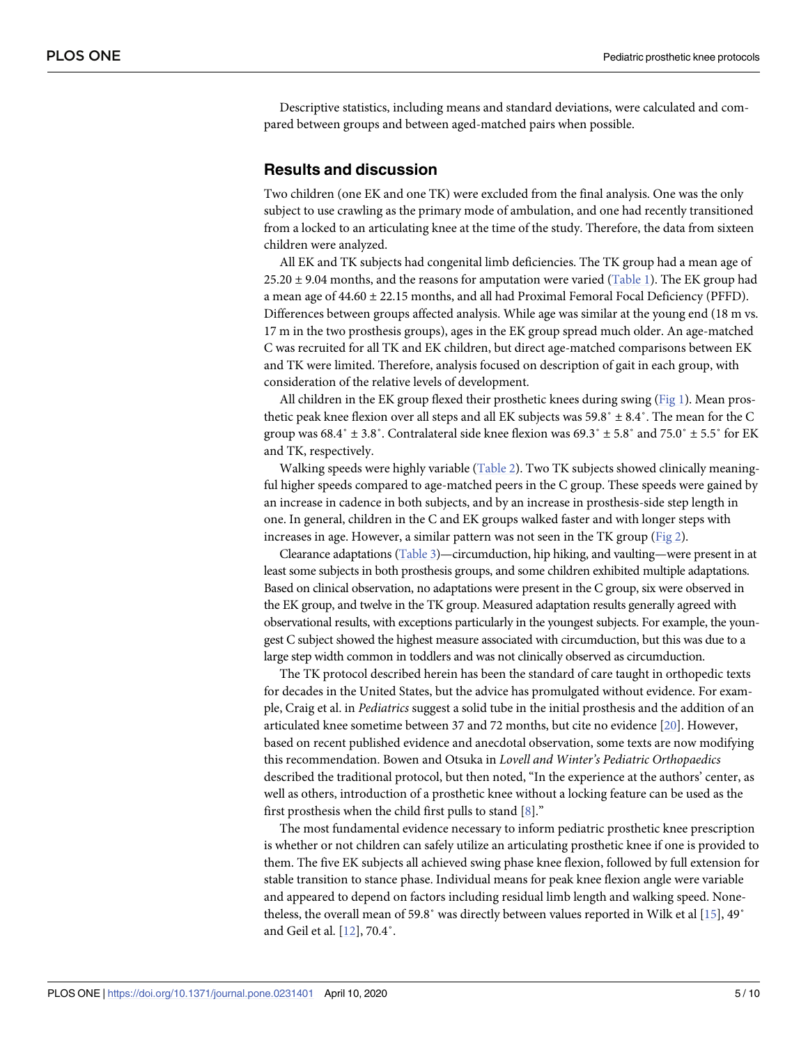Descriptive statistics, including means and standard deviations, were calculated and compared between groups and between aged-matched pairs when possible.

## Results and discussion

Two children (one EK and one TK) were excluded from the final analysis. One was the only subject to use crawling as the primary mode of ambulation, and one had recently transitioned from a locked to an articulating knee at the time of the study. Therefore, the data from sixteen children were analyzed.

All EK and TK subjects had congenital limb deficiencies. The TK group had a mean age of $25.20 \pm 9.04$ months, and the reasons for amputation were varied (Table 1). The EK group had a mean age of $44.60 \pm 22.15$ months, and all had Proximal Femoral Focal Deficiency (PFFD). Differences between groups affected analysis. While age was similar at the young end (18 m vs. 17 m in the two prosthesis groups), ages in the EK group spread much older. An age-matched C was recruited for all TK and EK children, but direct age-matched comparisons between EK and TK were limited. Therefore, analysis focused on description of gait in each group, with consideration of the relative levels of development.

All children in the EK group flexed their prosthetic knees during swing (Fig 1). Mean prosthetic peak knee flexion over all steps and all EK subjects was $59.8^\circ \pm 8.4^\circ$. The mean for the C group was $68.4^\circ \pm 3.8^\circ$. Contralateral side knee flexion was $69.3^\circ \pm 5.8^\circ$ and $75.0^\circ \pm 5.5^\circ$ for EK and TK, respectively.

Walking speeds were highly variable (Table 2). Two TK subjects showed clinically meaningful higher speeds compared to age-matched peers in the C group. These speeds were gained by an increase in cadence in both subjects, and by an increase in prosthesis-side step length in one. In general, children in the C and EK groups walked faster and with longer steps with increases in age. However, a similar pattern was not seen in the TK group (Fig 2).

Clearance adaptations (Table 3)—circumduction, hip hiking, and vaulting—were present in at least some subjects in both prosthesis groups, and some children exhibited multiple adaptations. Based on clinical observation, no adaptations were present in the C group, six were observed in the EK group, and twelve in the TK group. Measured adaptation results generally agreed with observational results, with exceptions particularly in the youngest subjects. For example, the youngest C subject showed the highest measure associated with circumduction, but this was due to a large step width common in toddlers and was not clinically observed as circumduction.

The TK protocol described herein has been the standard of care taught in orthopedic texts for decades in the United States, but the advice has promulgated without evidence. For example, Craig et al. in *Pediatrics* suggest a solid tube in the initial prosthesis and the addition of an articulated knee sometime between 37 and 72 months, but cite no evidence [20]. However, based on recent published evidence and anecdotal observation, some texts are now modifying this recommendation. Bowen and Otsuka in *Lovell and Winter's Pediatric Orthopaedics* described the traditional protocol, but then noted, "In the experience at the authors' center, as well as others, introduction of a prosthetic knee without a locking feature can be used as the first prosthesis when the child first pulls to stand [8]."

The most fundamental evidence necessary to inform pediatric prosthetic knee prescription is whether or not children can safely utilize an articulating prosthetic knee if one is provided to them. The five EK subjects all achieved swing phase knee flexion, followed by full extension for stable transition to stance phase. Individual means for peak knee flexion angle were variable and appeared to depend on factors including residual limb length and walking speed. Nonetheless, the overall mean of $59.8^\circ$ was directly between values reported in Wilk et al [15], $49^\circ$ and Geil et al. [12], $70.4^\circ$.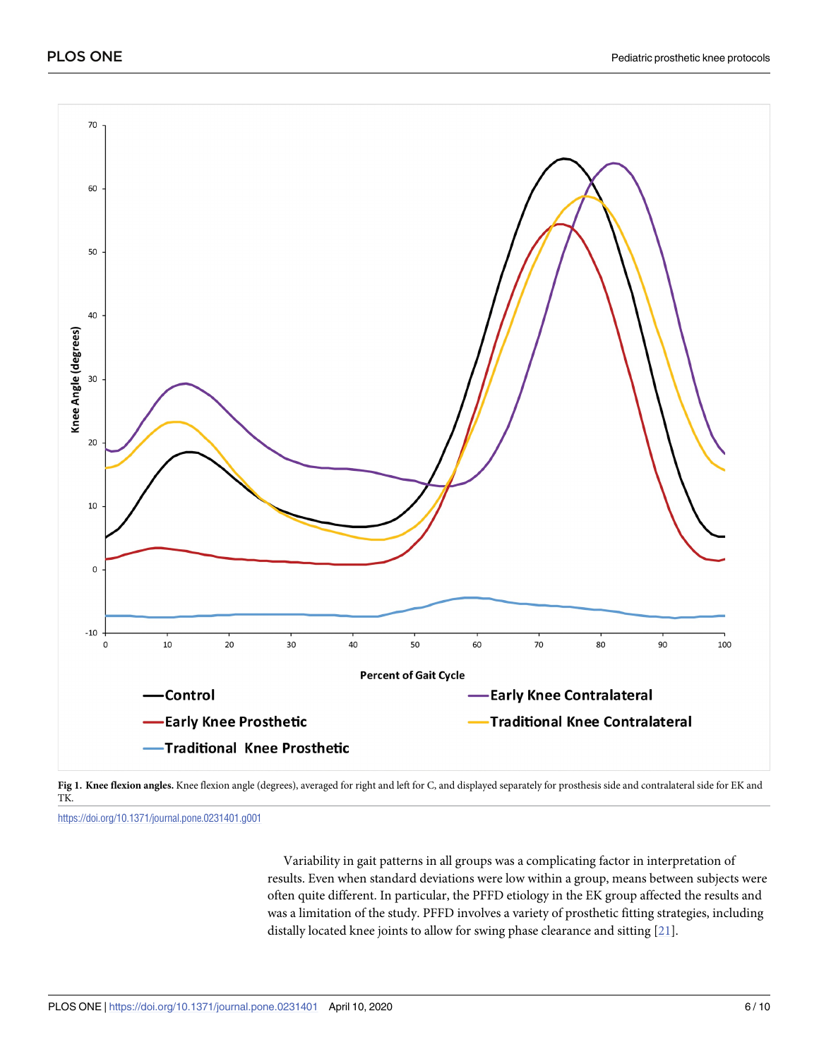**Fig 1. Knee flexion angles.** Knee flexion angle (degrees), averaged for right and left for C, and displayed separately for prosthesis side and contralateral side for EK and TK.

https://doi.org/10.1371/journal.pone.0231401.g001

Variability in gait patterns in all groups was a complicating factor in interpretation of results. Even when standard deviations were low within a group, means between subjects were often quite different. In particular, the PFFD etiology in the EK group affected the results and was a limitation of the study. PFFD involves a variety of prosthetic fitting strategies, including distally located knee joints to allow for swing phase clearance and sitting [21].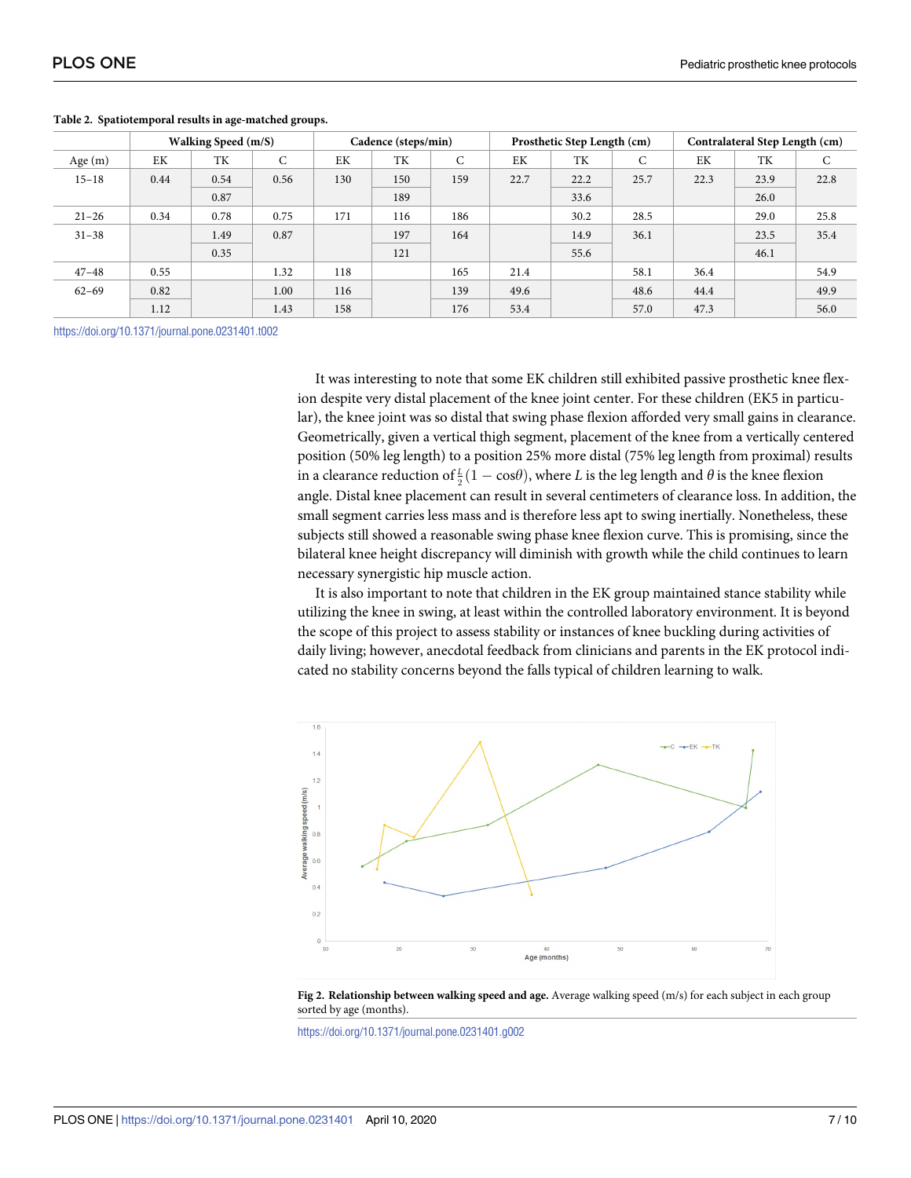**Table 2. Spatiotemporal results in age-matched groups.**

| | Walking Speed (m/S) | | | Cadence (steps/min) | | | Prosthetic Step Length (cm) | | | Contralateral Step Length (cm) | | |
|---|---|---|---|---|---|---|---|---|---|---|---|---|
| Age (m) | EK | TK | C | EK | TK | C | EK | TK | C | EK | TK | C |
| 15–18 | 0.44 | 0.54 | 0.56 | 130 | 150 | 159 | 22.7 | 22.2 | 25.7 | 22.3 | 23.9 | 22.8 |
| | | 0.87 | | | 189 | | | 33.6 | | | 26.0 | |
| 21–26 | 0.34 | 0.78 | 0.75 | 171 | 116 | 186 | | 30.2 | 28.5 | | 29.0 | 25.8 |
| 31–38 | | 1.49 | 0.87 | | 197 | 164 | | 14.9 | 36.1 | | 23.5 | 35.4 |
| | | 0.35 | | | 121 | | | 55.6 | | | 46.1 | |
| 47–48 | 0.55 | | 1.32 | 118 | | 165 | 21.4 | | 58.1 | 36.4 | | 54.9 |
| 62–69 | 0.82 | | 1.00 | 116 | | 139 | 49.6 | | 48.6 | 44.4 | | 49.9 |
| | 1.12 | | 1.43 | 158 | | 176 | 53.4 | | 57.0 | 47.3 | | 56.0 |

https://doi.org/10.1371/journal.pone.0231401.t002

It was interesting to note that some EK children still exhibited passive prosthetic knee flexion despite very distal placement of the knee joint center. For these children (EK5 in particular), the knee joint was so distal that swing phase flexion afforded very small gains in clearance. Geometrically, given a vertical thigh segment, placement of the knee from a vertically centered position (50% leg length) to a position 25% more distal (75% leg length from proximal) results in a clearance reduction of $\frac{L}{2}(1 - \cos\theta)$, where $L$ is the leg length and $\theta$ is the knee flexion angle. Distal knee placement can result in several centimeters of clearance loss. In addition, the small segment carries less mass and is therefore less apt to swing inertially. Nonetheless, these subjects still showed a reasonable swing phase knee flexion curve. This is promising, since the bilateral knee height discrepancy will diminish with growth while the child continues to learn necessary synergistic hip muscle action.

It is also important to note that children in the EK group maintained stance stability while utilizing the knee in swing, at least within the controlled laboratory environment. It is beyond the scope of this project to assess stability or instances of knee buckling during activities of daily living; however, anecdotal feedback from clinicians and parents in the EK protocol indicated no stability concerns beyond the falls typical of children learning to walk.

**Fig 2. Relationship between walking speed and age.** Average walking speed (m/s) for each subject in each group sorted by age (months).

https://doi.org/10.1371/journal.pone.0231401.g002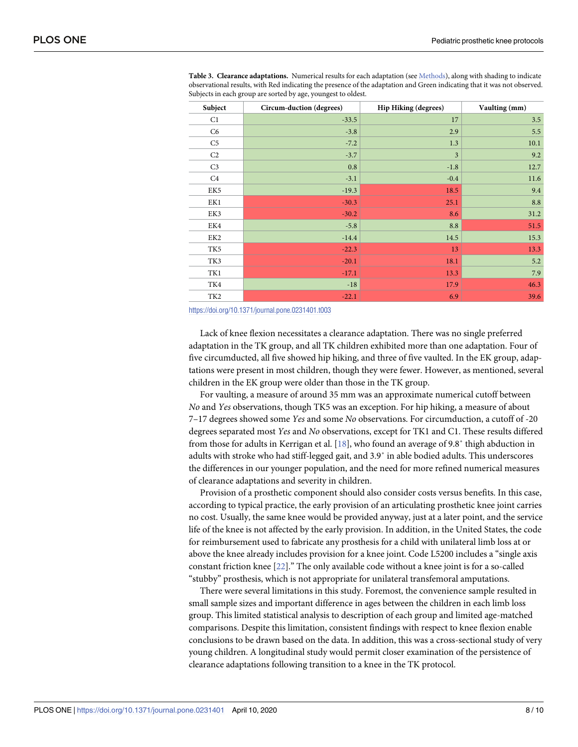**Table 3. Clearance adaptations.** Numerical results for each adaptation (see Methods), along with shading to indicate observational results, with Red indicating the presence of the adaptation and Green indicating that it was not observed. Subjects in each group are sorted by age, youngest to oldest.

| Subject | Circum-duction (degrees) | Hip Hiking (degrees) | Vaulting (mm) |
|---|---|---|---|
| C1 | -33.5 | 17 | 3.5 |
| C6 | -3.8 | 2.9 | 5.5 |
| C5 | -7.2 | 1.3 | 10.1 |
| C2 | -3.7 | 3 | 9.2 |
| C3 | 0.8 | -1.8 | 12.7 |
| C4 | -3.1 | -0.4 | 11.6 |
| EK5 | -19.3 | 18.5 | 9.4 |
| EK1 | -30.3 | 25.1 | 8.8 |
| EK3 | -30.2 | 8.6 | 31.2 |
| EK4 | -5.8 | 8.8 | 51.5 |
| EK2 | -14.4 | 14.5 | 15.3 |
| TK5 | -22.3 | 13 | 13.3 |
| TK3 | -20.1 | 18.1 | 5.2 |
| TK1 | -17.1 | 13.3 | 7.9 |
| TK4 | -18 | 17.9 | 46.3 |
| TK2 | -22.1 | 6.9 | 39.6 |

https://doi.org/10.1371/journal.pone.0231401.t003

Lack of knee flexion necessitates a clearance adaptation. There was no single preferred adaptation in the TK group, and all TK children exhibited more than one adaptation. Four of five circumducted, all five showed hip hiking, and three of five vaulted. In the EK group, adaptations were present in most children, though they were fewer. However, as mentioned, several children in the EK group were older than those in the TK group.

For vaulting, a measure of around 35 mm was an approximate numerical cutoff between *No* and *Yes* observations, though TK5 was an exception. For hip hiking, a measure of about 7–17 degrees showed some *Yes* and some *No* observations. For circumduction, a cutoff of -20 degrees separated most *Yes* and *No* observations, except for TK1 and C1. These results differed from those for adults in Kerrigan et al. [18], who found an average of 9.8˚ thigh abduction in adults with stroke who had stiff-legged gait, and 3.9˚ in able bodied adults. This underscores the differences in our younger population, and the need for more refined numerical measures of clearance adaptations and severity in children.

Provision of a prosthetic component should also consider costs versus benefits. In this case, according to typical practice, the early provision of an articulating prosthetic knee joint carries no cost. Usually, the same knee would be provided anyway, just at a later point, and the service life of the knee is not affected by the early provision. In addition, in the United States, the code for reimbursement used to fabricate any prosthesis for a child with unilateral limb loss at or above the knee already includes provision for a knee joint. Code L5200 includes a "single axis constant friction knee [22]." The only available code without a knee joint is for a so-called "stubby" prosthesis, which is not appropriate for unilateral transfemoral amputations.

There were several limitations in this study. Foremost, the convenience sample resulted in small sample sizes and important difference in ages between the children in each limb loss group. This limited statistical analysis to description of each group and limited age-matched comparisons. Despite this limitation, consistent findings with respect to knee flexion enable conclusions to be drawn based on the data. In addition, this was a cross-sectional study of very young children. A longitudinal study would permit closer examination of the persistence of clearance adaptations following transition to a knee in the TK protocol.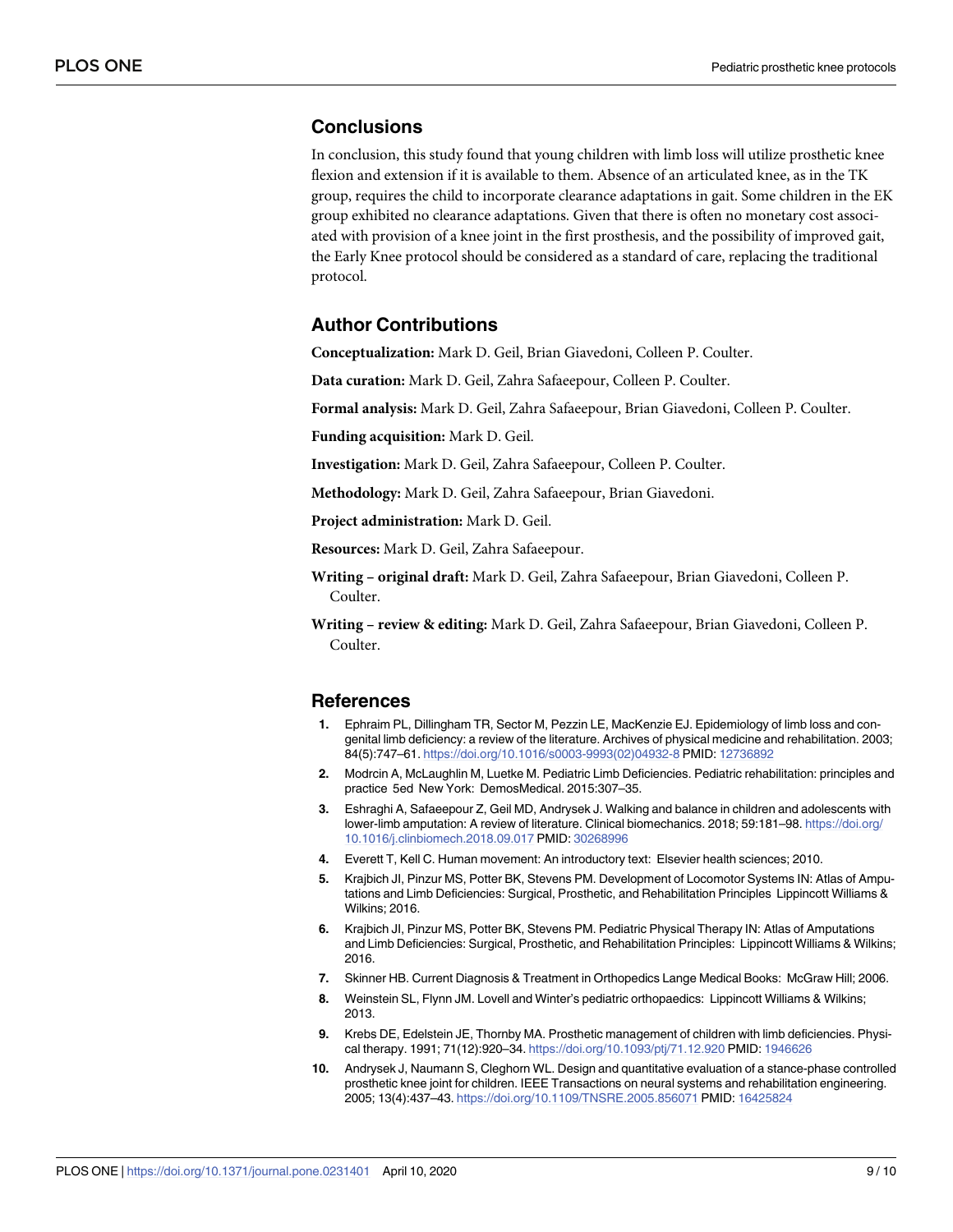## Conclusions

In conclusion, this study found that young children with limb loss will utilize prosthetic knee flexion and extension if it is available to them. Absence of an articulated knee, as in the TK group, requires the child to incorporate clearance adaptations in gait. Some children in the EK group exhibited no clearance adaptations. Given that there is often no monetary cost associated with provision of a knee joint in the first prosthesis, and the possibility of improved gait, the Early Knee protocol should be considered as a standard of care, replacing the traditional protocol.

## Author Contributions

**Conceptualization:** Mark D. Geil, Brian Giavedoni, Colleen P. Coulter.

**Data curation:** Mark D. Geil, Zahra Safaeepour, Colleen P. Coulter.

**Formal analysis:** Mark D. Geil, Zahra Safaeepour, Brian Giavedoni, Colleen P. Coulter.

**Funding acquisition:** Mark D. Geil.

**Investigation:** Mark D. Geil, Zahra Safaeepour, Colleen P. Coulter.

**Methodology:** Mark D. Geil, Zahra Safaeepour, Brian Giavedoni.

**Project administration:** Mark D. Geil.

**Resources:** Mark D. Geil, Zahra Safaeepour.

**Writing – original draft:** Mark D. Geil, Zahra Safaeepour, Brian Giavedoni, Colleen P. Coulter.

**Writing – review & editing:** Mark D. Geil, Zahra Safaeepour, Brian Giavedoni, Colleen P. Coulter.

## References

1. Ephraim PL, Dillingham TR, Sector M, Pezzin LE, MacKenzie EJ. Epidemiology of limb loss and congenital limb deficiency: a review of the literature. Archives of physical medicine and rehabilitation. 2003; 84(5):747–61. https://doi.org/10.1016/s0003-9993(02)04932-8 PMID: 12736892
2. Modrcin A, McLaughlin M, Luetke M. Pediatric Limb Deficiencies. Pediatric rehabilitation: principles and practice 5ed New York: DemosMedical. 2015:307–35.
3. Eshraghi A, Safaeepour Z, Geil MD, Andrysek J. Walking and balance in children and adolescents with lower-limb amputation: A review of literature. Clinical biomechanics. 2018; 59:181–98. https://doi.org/10.1016/j.clinbiomech.2018.09.017 PMID: 30268996
4. Everett T, Kell C. Human movement: An introductory text: Elsevier health sciences; 2010.
5. Krajbich JI, Pinzur MS, Potter BK, Stevens PM. Development of Locomotor Systems IN: Atlas of Amputations and Limb Deficiencies: Surgical, Prosthetic, and Rehabilitation Principles Lippincott Williams & Wilkins; 2016.
6. Krajbich JI, Pinzur MS, Potter BK, Stevens PM. Pediatric Physical Therapy IN: Atlas of Amputations and Limb Deficiencies: Surgical, Prosthetic, and Rehabilitation Principles: Lippincott Williams & Wilkins; 2016.
7. Skinner HB. Current Diagnosis & Treatment in Orthopedics Lange Medical Books: McGraw Hill; 2006.
8. Weinstein SL, Flynn JM. Lovell and Winter's pediatric orthopaedics: Lippincott Williams & Wilkins; 2013.
9. Krebs DE, Edelstein JE, Thornby MA. Prosthetic management of children with limb deficiencies. Physical therapy. 1991; 71(12):920–34. https://doi.org/10.1093/ptj/71.12.920 PMID: 1946626
10. Andrysek J, Naumann S, Cleghorn WL. Design and quantitative evaluation of a stance-phase controlled prosthetic knee joint for children. IEEE Transactions on neural systems and rehabilitation engineering. 2005; 13(4):437–43. https://doi.org/10.1109/TNSRE.2005.856071 PMID: 16425824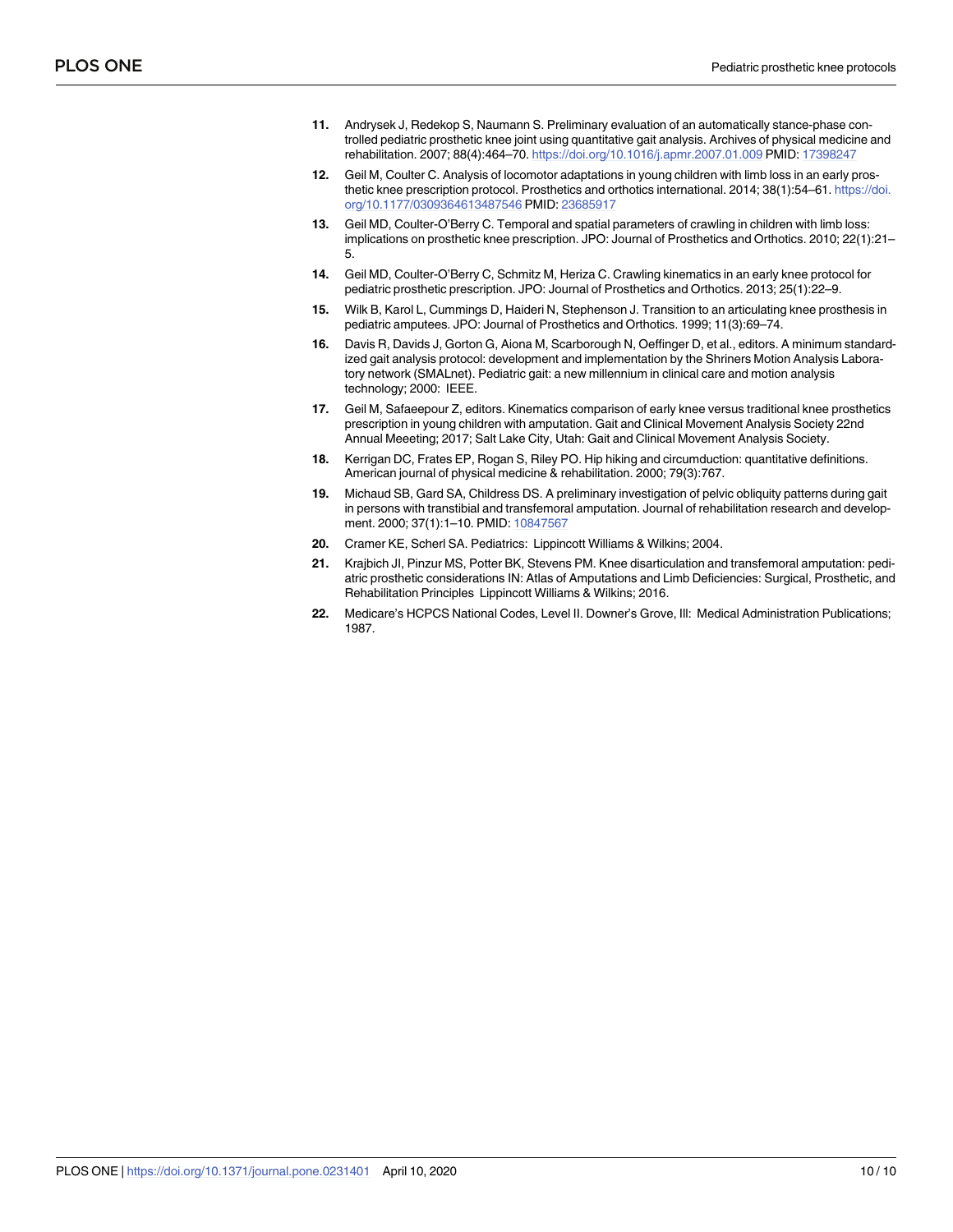11. Andrysek J, Redekop S, Naumann S. Preliminary evaluation of an automatically stance-phase controlled pediatric prosthetic knee joint using quantitative gait analysis. Archives of physical medicine and rehabilitation. 2007; 88(4):464–70. https://doi.org/10.1016/j.apmr.2007.01.009 PMID: 17398247
12. Geil M, Coulter C. Analysis of locomotor adaptations in young children with limb loss in an early prosthetic knee prescription protocol. Prosthetics and orthotics international. 2014; 38(1):54–61. https://doi.org/10.1177/0309364613487546 PMID: 23685917
13. Geil MD, Coulter-O'Berry C. Temporal and spatial parameters of crawling in children with limb loss: implications on prosthetic knee prescription. JPO: Journal of Prosthetics and Orthotics. 2010; 22(1):21–5.
14. Geil MD, Coulter-O'Berry C, Schmitz M, Heriza C. Crawling kinematics in an early knee protocol for pediatric prosthetic prescription. JPO: Journal of Prosthetics and Orthotics. 2013; 25(1):22–9.
15. Wilk B, Karol L, Cummings D, Haideri N, Stephenson J. Transition to an articulating knee prosthesis in pediatric amputees. JPO: Journal of Prosthetics and Orthotics. 1999; 11(3):69–74.
16. Davis R, Davids J, Gorton G, Aiona M, Scarborough N, Oeffinger D, et al., editors. A minimum standardized gait analysis protocol: development and implementation by the Shriners Motion Analysis Laboratory network (SMALnet). Pediatric gait: a new millennium in clinical care and motion analysis technology; 2000: IEEE.
17. Geil M, Safaeepour Z, editors. Kinematics comparison of early knee versus traditional knee prosthetics prescription in young children with amputation. Gait and Clinical Movement Analysis Society 22nd Annual Meeeting; 2017; Salt Lake City, Utah: Gait and Clinical Movement Analysis Society.
18. Kerrigan DC, Frates EP, Rogan S, Riley PO. Hip hiking and circumduction: quantitative definitions. American journal of physical medicine & rehabilitation. 2000; 79(3):767.
19. Michaud SB, Gard SA, Childress DS. A preliminary investigation of pelvic obliquity patterns during gait in persons with transtibial and transfemoral amputation. Journal of rehabilitation research and development. 2000; 37(1):1–10. PMID: 10847567
20. Cramer KE, Scherl SA. Pediatrics: Lippincott Williams & Wilkins; 2004.
21. Krajbich JI, Pinzur MS, Potter BK, Stevens PM. Knee disarticulation and transfemoral amputation: pediatric prosthetic considerations IN: Atlas of Amputations and Limb Deficiencies: Surgical, Prosthetic, and Rehabilitation Principles Lippincott Williams & Wilkins; 2016.
22. Medicare's HCPCS National Codes, Level II. Downer's Grove, Ill: Medical Administration Publications; 1987.